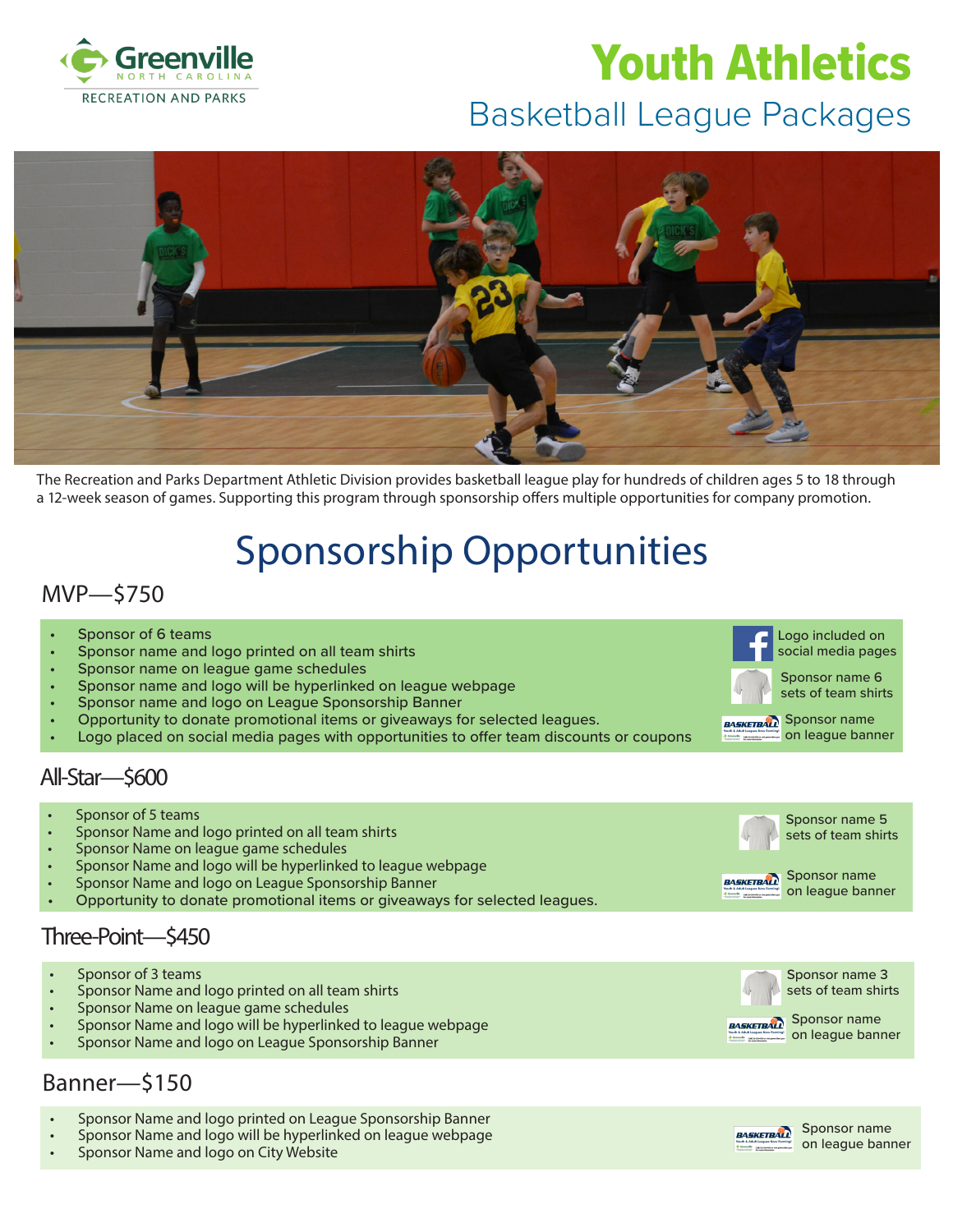Greenville
NORTH CAROLINA
RECREATION AND PARKS

# Youth Athletics

## Basketball League Packages

The Recreation and Parks Department Athletic Division provides basketball league play for hundreds of children ages 5 to 18 through a 12-week season of games. Supporting this program through sponsorship offers multiple opportunities for company promotion.

# Sponsorship Opportunities

## MVP—$750

- Sponsor of 6 teams
- Sponsor name and logo printed on all team shirts
- Sponsor name on league game schedules
- Sponsor name and logo will be hyperlinked on league webpage
- Sponsor name and logo on League Sponsorship Banner
- Opportunity to donate promotional items or giveaways for selected leagues.
- Logo placed on social media pages with opportunities to offer team discounts or coupons

Logo included on social media pages

Sponsor name 6 sets of team shirts

Sponsor name on league banner

## All-Star—$600

- Sponsor of 5 teams
- Sponsor Name and logo printed on all team shirts
- Sponsor Name on league game schedules
- Sponsor Name and logo will be hyperlinked to league webpage
- Sponsor Name and logo on League Sponsorship Banner
- Opportunity to donate promotional items or giveaways for selected leagues.

Sponsor name 5 sets of team shirts

Sponsor name on league banner

## Three-Point—$450

- Sponsor of 3 teams
- Sponsor Name and logo printed on all team shirts
- Sponsor Name on league game schedules
- Sponsor Name and logo will be hyperlinked to league webpage
- Sponsor Name and logo on League Sponsorship Banner

Sponsor name 3 sets of team shirts

Sponsor name on league banner

## Banner—$150

- Sponsor Name and logo printed on League Sponsorship Banner
- Sponsor Name and logo will be hyperlinked on league webpage
- Sponsor Name and logo on City Website

Sponsor name on league banner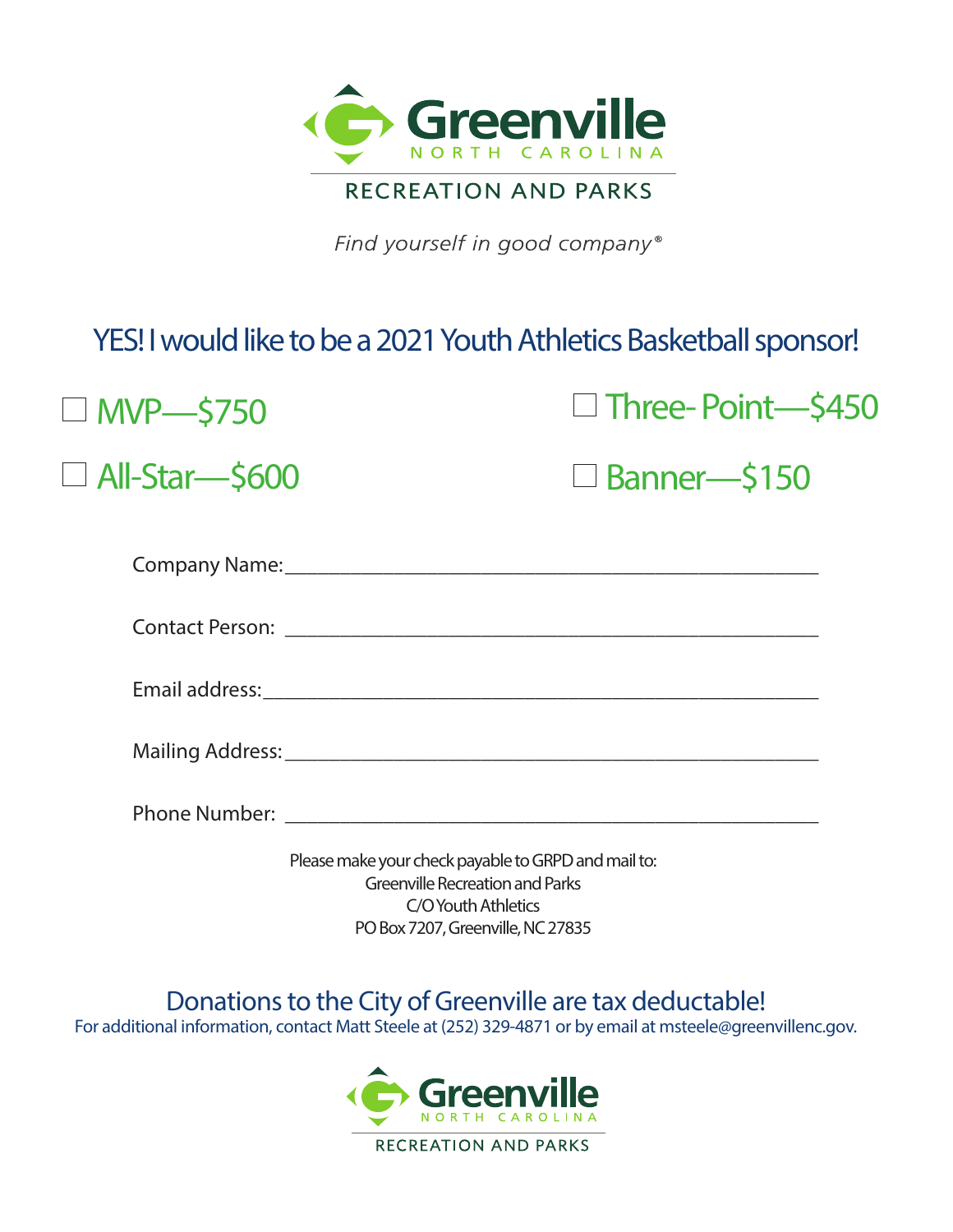Greenville
NORTH CAROLINA
RECREATION AND PARKS

*Find yourself in good company®*

## YES! I would like to be a 2021 Youth Athletics Basketball sponsor!

☐ MVP—$750

☐ Three- Point—$450

☐ All-Star—$600

☐ Banner—$150

Company Name:______________________________________________

Contact Person: ______________________________________________

Email address:_______________________________________________

Mailing Address:_____________________________________________

Phone Number: ______________________________________________

Please make your check payable to GRPD and mail to:
Greenville Recreation and Parks
C/O Youth Athletics
PO Box 7207, Greenville, NC 27835

## Donations to the City of Greenville are tax deductable!

For additional information, contact Matt Steele at (252) 329-4871 or by email at msteele@greenvillenc.gov.

Greenville
NORTH CAROLINA
RECREATION AND PARKS